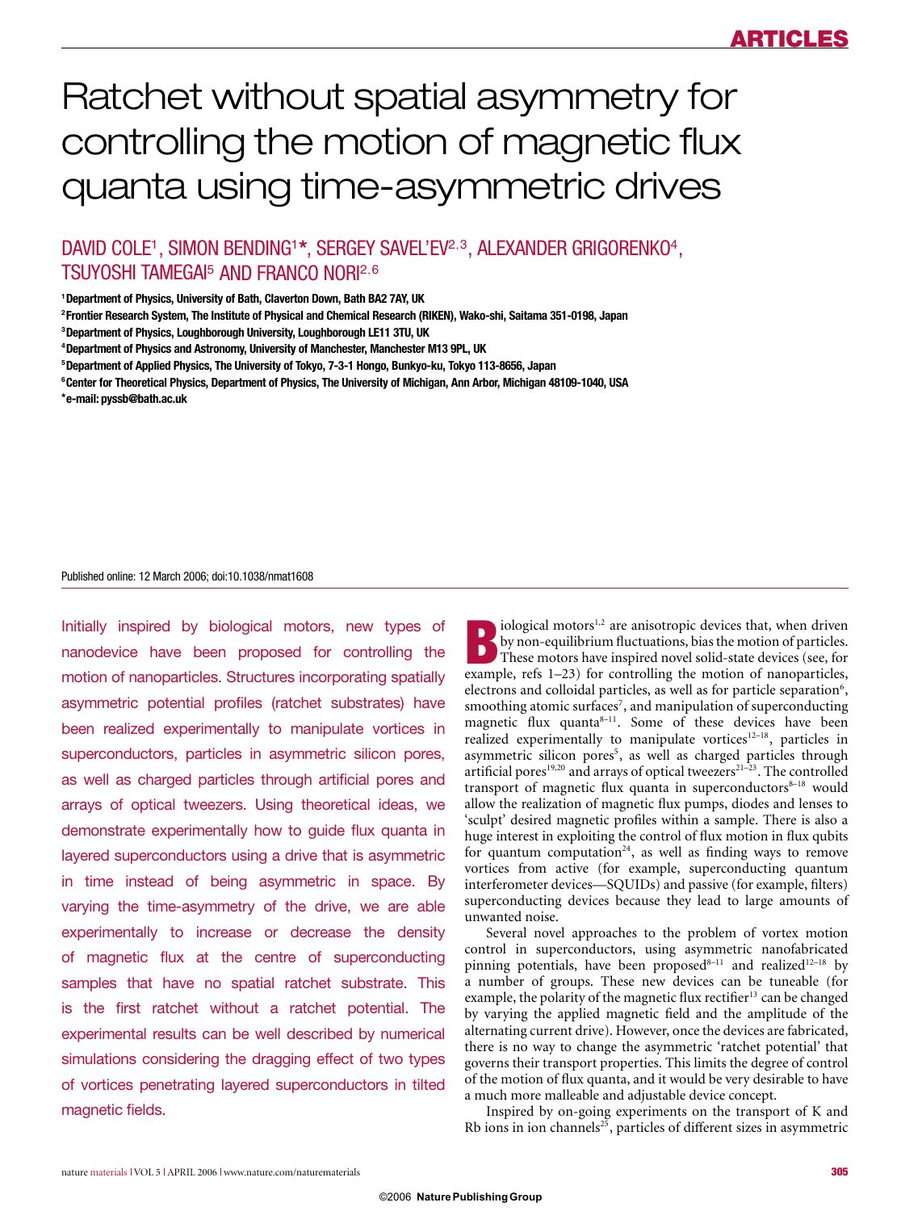# Ratchet without spatial asymmetry for controlling the motion of magnetic flux quanta using time-asymmetric drives

DAVID COLE[1], SIMON BENDING[1*], SERGEY SAVEL'EV[2,3], ALEXANDER GRIGORENKO[4], TSUYOSHI TAMEGAI[5] AND FRANCO NORI[2,6]

[1]Department of Physics, University of Bath, Claverton Down, Bath BA2 7AY, UK
[2]Frontier Research System, The Institute of Physical and Chemical Research (RIKEN), Wako-shi, Saitama 351-0198, Japan
[3]Department of Physics, Loughborough University, Loughborough LE11 3TU, UK
[4]Department of Physics and Astronomy, University of Manchester, Manchester M13 9PL, UK
[5]Department of Applied Physics, The University of Tokyo, 7-3-1 Hongo, Bunkyo-ku, Tokyo 113-8656, Japan
[6]Center for Theoretical Physics, Department of Physics, The University of Michigan, Ann Arbor, Michigan 48109-1040, USA
*e-mail: pyssb@bath.ac.uk

Published online: 12 March 2006; doi:10.1038/nmat1608

Initially inspired by biological motors, new types of nanodevice have been proposed for controlling the motion of nanoparticles. Structures incorporating spatially asymmetric potential profiles (ratchet substrates) have been realized experimentally to manipulate vortices in superconductors, particles in asymmetric silicon pores, as well as charged particles through artificial pores and arrays of optical tweezers. Using theoretical ideas, we demonstrate experimentally how to guide flux quanta in layered superconductors using a drive that is asymmetric in time instead of being asymmetric in space. By varying the time-asymmetry of the drive, we are able experimentally to increase or decrease the density of magnetic flux at the centre of superconducting samples that have no spatial ratchet substrate. This is the first ratchet without a ratchet potential. The experimental results can be well described by numerical simulations considering the dragging effect of two types of vortices penetrating layered superconductors in tilted magnetic fields.

Biological motors[1,2] are anisotropic devices that, when driven by non-equilibrium fluctuations, bias the motion of particles. These motors have inspired novel solid-state devices (see, for example, refs 1–23) for controlling the motion of nanoparticles, electrons and colloidal particles, as well as for particle separation[6], smoothing atomic surfaces[7], and manipulation of superconducting magnetic flux quanta[8–11]. Some of these devices have been realized experimentally to manipulate vortices[12–18], particles in asymmetric silicon pores[5], as well as charged particles through artificial pores[19,20] and arrays of optical tweezers[21–23]. The controlled transport of magnetic flux quanta in superconductors[8–18] would allow the realization of magnetic flux pumps, diodes and lenses to 'sculpt' desired magnetic profiles within a sample. There is also a huge interest in exploiting the control of flux motion in flux qubits for quantum computation[24], as well as finding ways to remove vortices from active (for example, superconducting quantum interferometer devices—SQUIDs) and passive (for example, filters) superconducting devices because they lead to large amounts of unwanted noise.

Several novel approaches to the problem of vortex motion control in superconductors, using asymmetric nanofabricated pinning potentials, have been proposed[8–11] and realized[12–18] by a number of groups. These new devices can be tuneable (for example, the polarity of the magnetic flux rectifier[13] can be changed by varying the applied magnetic field and the amplitude of the alternating current drive). However, once the devices are fabricated, there is no way to change the asymmetric 'ratchet potential' that governs their transport properties. This limits the degree of control of the motion of flux quanta, and it would be very desirable to have a much more malleable and adjustable device concept.

Inspired by on-going experiments on the transport of K and Rb ions in ion channels[25], particles of different sizes in asymmetric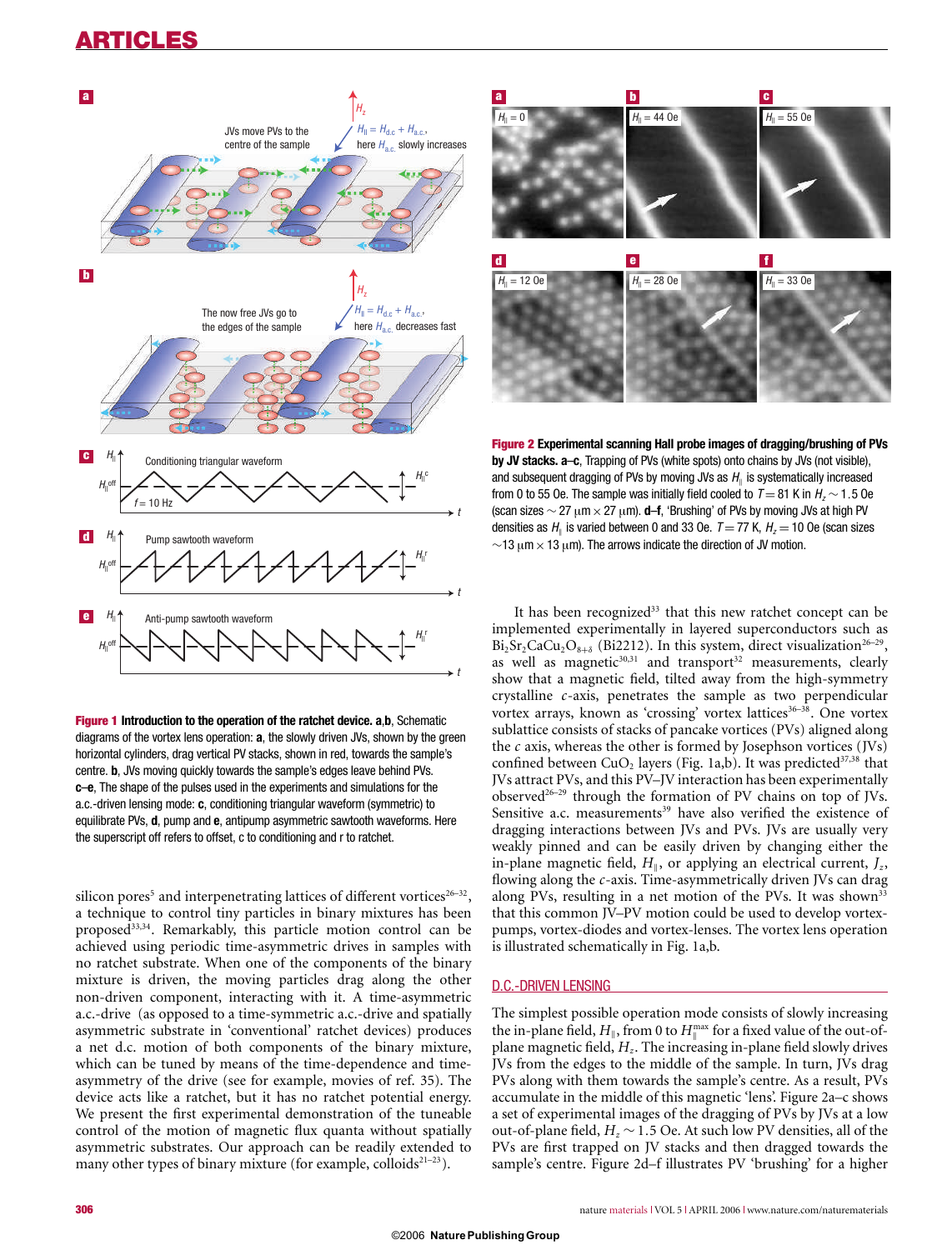**Figure 1 Introduction to the operation of the ratchet device. a**,**b**, Schematic diagrams of the vortex lens operation: **a**, the slowly driven JVs, shown by the green horizontal cylinders, drag vertical PV stacks, shown in red, towards the sample's centre. **b**, JVs moving quickly towards the sample's edges leave behind PVs. **c**–**e**, The shape of the pulses used in the experiments and simulations for the a.c.-driven lensing mode: **c**, conditioning triangular waveform (symmetric) to equilibrate PVs, **d**, pump and **e**, antipump asymmetric sawtooth waveforms. Here the superscript off refers to offset, c to conditioning and r to ratchet.

**Figure 2 Experimental scanning Hall probe images of dragging/brushing of PVs by JV stacks. a**–**c**, Trapping of PVs (white spots) onto chains by JVs (not visible), and subsequent dragging of PVs by moving JVs as $H_\parallel$ is systematically increased from 0 to 55 Oe. The sample was initially field cooled to $T = 81$ K in $H_z \sim 1.5$ Oe (scan sizes $\sim 27\ \mu\text{m} \times 27\ \mu\text{m}$). **d**–**f**, 'Brushing' of PVs by moving JVs at high PV densities as $H_\parallel$ is varied between 0 and 33 Oe. $T = 77$ K, $H_z = 10$ Oe (scan sizes $\sim 13\ \mu\text{m} \times 13\ \mu\text{m}$). The arrows indicate the direction of JV motion.

silicon pores[5] and interpenetrating lattices of different vortices[26–32], a technique to control tiny particles in binary mixtures has been proposed[33,34]. Remarkably, this particle motion control can be achieved using periodic time-asymmetric drives in samples with no ratchet substrate. When one of the components of the binary mixture is driven, the moving particles drag along the other non-driven component, interacting with it. A time-asymmetric a.c.-drive (as opposed to a time-symmetric a.c.-drive and spatially asymmetric substrate in 'conventional' ratchet devices) produces a net d.c. motion of both components of the binary mixture, which can be tuned by means of the time-dependence and time-asymmetry of the drive (see for example, movies of ref. 35). The device acts like a ratchet, but it has no ratchet potential energy. We present the first experimental demonstration of the tuneable control of the motion of magnetic flux quanta without spatially asymmetric substrates. Our approach can be readily extended to many other types of binary mixture (for example, colloids[21–23]).

It has been recognized[33] that this new ratchet concept can be implemented experimentally in layered superconductors such as $Bi_2Sr_2CaCu_2O_{8+\delta}$ (Bi2212). In this system, direct visualization[26–29], as well as magnetic[30,31] and transport[32] measurements, clearly show that a magnetic field, tilted away from the high-symmetry crystalline *c*-axis, penetrates the sample as two perpendicular vortex arrays, known as 'crossing' vortex lattices[36–38]. One vortex sublattice consists of stacks of pancake vortices (PVs) aligned along the *c* axis, whereas the other is formed by Josephson vortices (JVs) confined between $CuO_2$ layers (Fig. 1a,b). It was predicted[37,38] that JVs attract PVs, and this PV–JV interaction has been experimentally observed[26–29] through the formation of PV chains on top of JVs. Sensitive a.c. measurements[39] have also verified the existence of dragging interactions between JVs and PVs. JVs are usually very weakly pinned and can be easily driven by changing either the in-plane magnetic field, $H_\parallel$, or applying an electrical current, $J_z$, flowing along the *c*-axis. Time-asymmetrically driven JVs can drag along PVs, resulting in a net motion of the PVs. It was shown[33] that this common JV–PV motion could be used to develop vortex-pumps, vortex-diodes and vortex-lenses. The vortex lens operation is illustrated schematically in Fig. 1a,b.

## D.C.-DRIVEN LENSING

The simplest possible operation mode consists of slowly increasing the in-plane field, $H_\parallel$, from 0 to $H_\parallel^{max}$ for a fixed value of the out-of-plane magnetic field, $H_z$. The increasing in-plane field slowly drives JVs from the edges to the middle of the sample. In turn, JVs drag PVs along with them towards the sample's centre. As a result, PVs accumulate in the middle of this magnetic 'lens'. Figure 2a–c shows a set of experimental images of the dragging of PVs by JVs at a low out-of-plane field, $H_z \sim 1.5$ Oe. At such low PV densities, all of the PVs are first trapped on JV stacks and then dragged towards the sample's centre. Figure 2d–f illustrates PV 'brushing' for a higher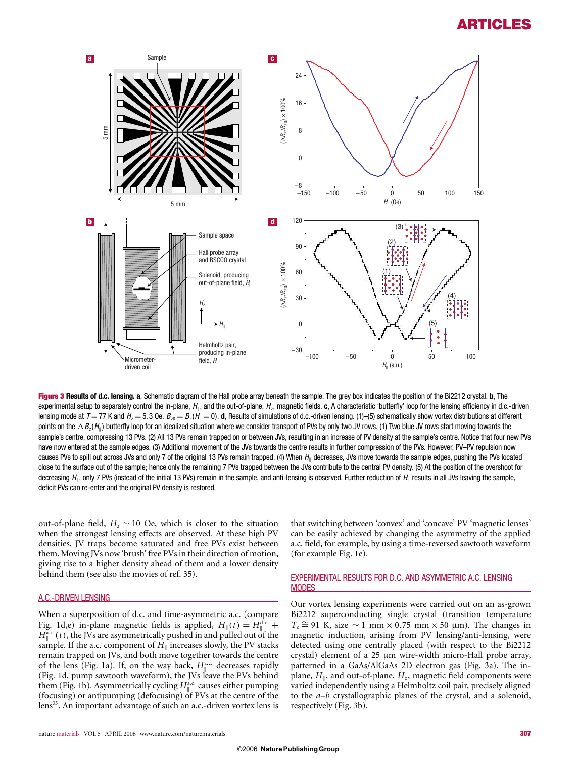**Figure 3 Results of d.c. lensing.** **a**, Schematic diagram of the Hall probe array beneath the sample. The grey box indicates the position of the Bi2212 crystal. **b**, The experimental setup to separately control the in-plane, $H_{\parallel}$, and the out-of-plane, $H_z$, magnetic fields. **c**, A characteristic 'butterfly' loop for the lensing efficiency in d.c.-driven lensing mode at $T = 77$ K and $H_z = 5.3$ Oe. $B_{z0} = B_z(H_{\parallel} = 0)$. **d**, Results of simulations of d.c.-driven lensing. (1)–(5) schematically show vortex distributions at different points on the $\Delta B_z(H_{\parallel})$ butterfly loop for an idealized situation where we consider transport of PVs by only two JV rows. (1) Two blue JV rows start moving towards the sample's centre, compressing 13 PVs. (2) All 13 PVs remain trapped on or between JVs, resulting in an increase of PV density at the sample's centre. Notice that four new PVs have now entered at the sample edges. (3) Additional movement of the JVs towards the centre results in further compression of the PVs. However, PV–PV repulsion now causes PVs to spill out across JVs and only 7 of the original 13 PVs remain trapped. (4) When $H_{\parallel}$ decreases, JVs move towards the sample edges, pushing the PVs located close to the surface out of the sample; hence only the remaining 7 PVs trapped between the JVs contribute to the central PV density. (5) At the position of the overshoot for decreasing $H_{\parallel}$, only 7 PVs (instead of the initial 13 PVs) remain in the sample, and anti-lensing is observed. Further reduction of $H_{\parallel}$ results in all JVs leaving the sample, deficit PVs can re-enter and the original PV density is restored.

out-of-plane field, $H_z \sim 10$ Oe, which is closer to the situation when the strongest lensing effects are observed. At these high PV densities, JV traps become saturated and free PVs exist between them. Moving JVs now 'brush' free PVs in their direction of motion, giving rise to a higher density ahead of them and a lower density behind them (see also the movies of ref. 35).

## A.C.-DRIVEN LENSING

When a superposition of d.c. and time-asymmetric a.c. (compare Fig. 1d,e) in-plane magnetic fields is applied, $H_{\parallel}(t) = H_{\parallel}^{\text{d.c.}} + H_{\parallel}^{\text{a.c.}}(t)$, the JVs are asymmetrically pushed in and pulled out of the sample. If the a.c. component of $H_{\parallel}$ increases slowly, the PV stacks remain trapped on JVs, and both move together towards the centre of the lens (Fig. 1a). If, on the way back, $H_{\parallel}^{\text{a.c.}}$ decreases rapidly (Fig. 1d, pump sawtooth waveform), the JVs leave the PVs behind them (Fig. 1b). Asymmetrically cycling $H_{\parallel}^{\text{a.c.}}$ causes either pumping (focusing) or antipumping (defocusing) of PVs at the centre of the lens[35]. An important advantage of such an a.c.-driven vortex lens is that switching between 'convex' and 'concave' PV 'magnetic lenses' can be easily achieved by changing the asymmetry of the applied a.c. field, for example, by using a time-reversed sawtooth waveform (for example Fig. 1e).

## EXPERIMENTAL RESULTS FOR D.C. AND ASYMMETRIC A.C. LENSING MODES

Our vortex lensing experiments were carried out on an as-grown Bi2212 superconducting single crystal (transition temperature $T_c \cong 91$ K, size $\sim 1$ mm $\times$ 0.75 mm $\times$ 50 μm). The changes in magnetic induction, arising from PV lensing/anti-lensing, were detected using one centrally placed (with respect to the Bi2212 crystal) element of a 25 μm wire-width micro-Hall probe array, patterned in a GaAs/AlGaAs 2D electron gas (Fig. 3a). The in-plane, $H_{\parallel}$, and out-of-plane, $H_z$, magnetic field components were varied independently using a Helmholtz coil pair, precisely aligned to the $a$–$b$ crystallographic planes of the crystal, and a solenoid, respectively (Fig. 3b).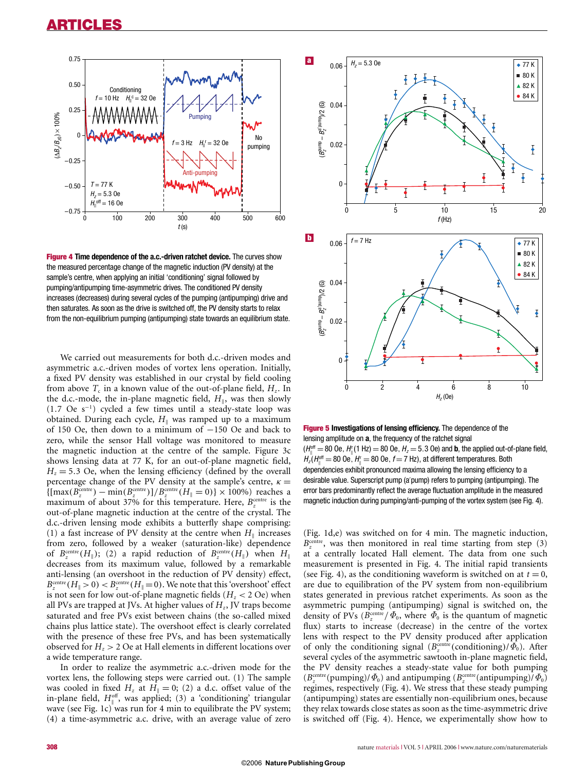**Figure 4 Time dependence of the a.c.-driven ratchet device.** The curves show the measured percentage change of the magnetic induction (PV density) at the sample's centre, when applying an initial 'conditioning' signal followed by pumping/antipumping time-asymmetric drives. The conditioned PV density increases (decreases) during several cycles of the pumping (antipumping) drive and then saturates. As soon as the drive is switched off, the PV density starts to relax from the non-equilibrium pumping (antipumping) state towards an equilibrium state.

**Figure 5 Investigations of lensing efficiency.** The dependence of the lensing amplitude on **a**, the frequency of the ratchet signal ($H_\parallel^{\rm off} = 80$ Oe, $H_\parallel^{\rm r}(1\ {\rm Hz}) = 80$ Oe, $H_z = 5.3$ Oe) and **b**, the applied out-of-plane field, $H_z$ ($H_\parallel^{\rm off} = 80$ Oe, $H_\parallel^{\rm r} = 80$ Oe, $f = 7$ Hz), at different temperatures. Both dependencies exhibit pronounced maxima allowing the lensing efficiency to a desirable value. Superscript pump (a'pump) refers to pumping (antipumping). The error bars predominantly reflect the average fluctuation amplitude in the measured magnetic induction during pumping/anti-pumping of the vortex system (see Fig. 4).

We carried out measurements for both d.c.-driven modes and asymmetric a.c.-driven modes of vortex lens operation. Initially, a fixed PV density was established in our crystal by field cooling from above $T_c$ in a known value of the out-of-plane field, $H_z$. In the d.c.-mode, the in-plane magnetic field, $H_\parallel$, was then slowly (1.7 Oe s$^{-1}$) cycled a few times until a steady-state loop was obtained. During each cycle, $H_\parallel$ was ramped up to a maximum of 150 Oe, then down to a minimum of −150 Oe and back to zero, while the sensor Hall voltage was monitored to measure the magnetic induction at the centre of the sample. Figure 3c shows lensing data at 77 K, for an out-of-plane magnetic field, $H_z = 5.3$ Oe, when the lensing efficiency (defined by the overall percentage change of the PV density at the sample's centre, $\kappa = \{[\max(B_z^{\rm centre}) - \min(B_z^{\rm centre})]/B_z^{\rm centre}(H_\parallel = 0)\} \times 100\%$) reaches a maximum of about 37% for this temperature. Here, $B_z^{\rm centre}$ is the out-of-plane magnetic induction at the centre of the crystal. The d.c.-driven lensing mode exhibits a butterfly shape comprising: (1) a fast increase of PV density at the centre when $H_\parallel$ increases from zero, followed by a weaker (saturation-like) dependence of $B_z^{\rm centre}(H_\parallel)$; (2) a rapid reduction of $B_z^{\rm centre}(H_\parallel)$ when $H_\parallel$ decreases from its maximum value, followed by a remarkable anti-lensing (an overshoot in the reduction of PV density) effect, $B_z^{\rm centre}(H_\parallel > 0) < B_z^{\rm centre}(H_\parallel = 0)$. We note that this 'overshoot' effect is not seen for low out-of-plane magnetic fields ($H_z < 2$ Oe) when all PVs are trapped at JVs. At higher values of $H_z$, JV traps become saturated and free PVs exist between chains (the so-called mixed chains plus lattice state). The overshoot effect is clearly correlated with the presence of these free PVs, and has been systematically observed for $H_z > 2$ Oe at Hall elements in different locations over a wide temperature range.

In order to realize the asymmetric a.c.-driven mode for the vortex lens, the following steps were carried out. (1) The sample was cooled in fixed $H_z$ at $H_\parallel = 0$; (2) a d.c. offset value of the in-plane field, $H_\parallel^{\rm off}$, was applied; (3) a 'conditioning' triangular wave (see Fig. 1c) was run for 4 min to equilibrate the PV system; (4) a time-asymmetric a.c. drive, with an average value of zero (Fig. 1d,e) was switched on for 4 min. The magnetic induction, $B_z^{\rm centre}$, was then monitored in real time starting from step (3) at a centrally located Hall element. The data from one such measurement is presented in Fig. 4. The initial rapid transients (see Fig. 4), as the conditioning waveform is switched on at $t = 0$, are due to equilibration of the PV system from non-equilibrium states generated in previous ratchet experiments. As soon as the asymmetric pumping (antipumping) signal is switched on, the density of PVs ($B_z^{\rm centre}/\Phi_0$, where $\Phi_0$ is the quantum of magnetic flux) starts to increase (decrease) in the centre of the vortex lens with respect to the PV density produced after application of only the conditioning signal ($B_z^{\rm centre}({\rm conditioning})/\Phi_0$). After several cycles of the asymmetric sawtooth in-plane magnetic field, the PV density reaches a steady-state value for both pumping ($B_z^{\rm centre}({\rm pumping})/\Phi_0$) and antipumping ($B_z^{\rm centre}({\rm antipumping})/\Phi_0$) regimes, respectively (Fig. 4). We stress that these steady pumping (antipumping) states are essentially non-equilibrium ones, because they relax towards close states as soon as the time-asymmetric drive is switched off (Fig. 4). Hence, we experimentally show how to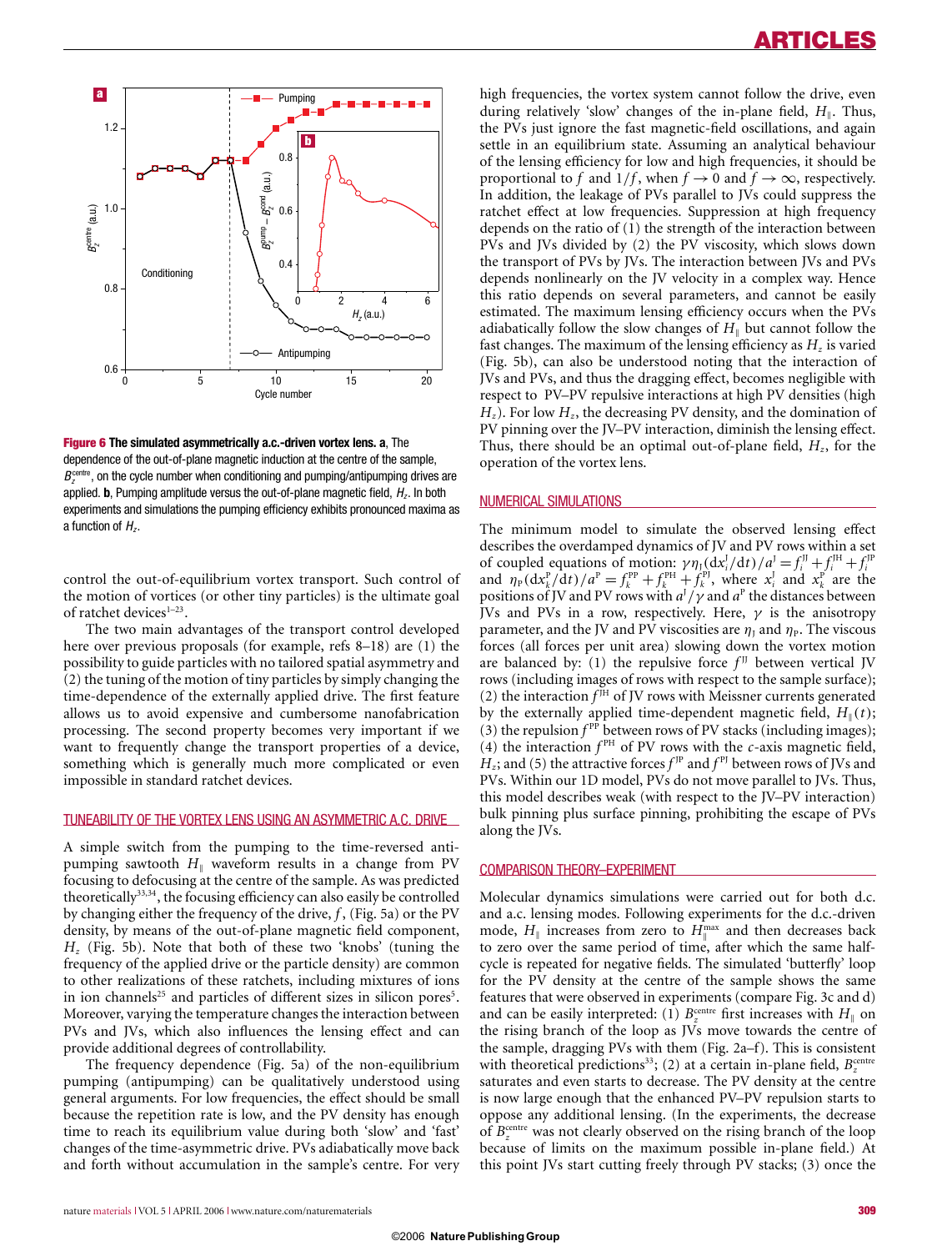**Figure 6 The simulated asymmetrically a.c.-driven vortex lens. a**, The dependence of the out-of-plane magnetic induction at the centre of the sample, $B_z^{\rm centre}$, on the cycle number when conditioning and pumping/antipumping drives are applied. **b**, Pumping amplitude versus the out-of-plane magnetic field, $H_z$. In both experiments and simulations the pumping efficiency exhibits pronounced maxima as a function of $H_z$.

control the out-of-equilibrium vortex transport. Such control of the motion of vortices (or other tiny particles) is the ultimate goal of ratchet devices[1–23].

The two main advantages of the transport control developed here over previous proposals (for example, refs 8–18) are (1) the possibility to guide particles with no tailored spatial asymmetry and (2) the tuning of the motion of tiny particles by simply changing the time-dependence of the externally applied drive. The first feature allows us to avoid expensive and cumbersome nanofabrication processing. The second property becomes very important if we want to frequently change the transport properties of a device, something which is generally much more complicated or even impossible in standard ratchet devices.

## TUNEABILITY OF THE VORTEX LENS USING AN ASYMMETRIC A.C. DRIVE

A simple switch from the pumping to the time-reversed antipumping sawtooth $H_\parallel$ waveform results in a change from PV focusing to defocusing at the centre of the sample. As was predicted theoretically[33,34], the focusing efficiency can also easily be controlled by changing either the frequency of the drive, $f$, (Fig. 5a) or the PV density, by means of the out-of-plane magnetic field component, $H_z$ (Fig. 5b). Note that both of these two 'knobs' (tuning the frequency of the applied drive or the particle density) are common to other realizations of these ratchets, including mixtures of ions in ion channels[25] and particles of different sizes in silicon pores[5]. Moreover, varying the temperature changes the interaction between PVs and JVs, which also influences the lensing effect and can provide additional degrees of controllability.

The frequency dependence (Fig. 5a) of the non-equilibrium pumping (antipumping) can be qualitatively understood using general arguments. For low frequencies, the effect should be small because the repetition rate is low, and the PV density has enough time to reach its equilibrium value during both 'slow' and 'fast' changes of the time-asymmetric drive. PVs adiabatically move back and forth without accumulation in the sample's centre. For very high frequencies, the vortex system cannot follow the drive, even during relatively 'slow' changes of the in-plane field, $H_\parallel$. Thus, the PVs just ignore the fast magnetic-field oscillations, and again settle in an equilibrium state. Assuming an analytical behaviour of the lensing efficiency for low and high frequencies, it should be proportional to $f$ and $1/f$, when $f \to 0$ and $f \to \infty$, respectively. In addition, the leakage of PVs parallel to JVs could suppress the ratchet effect at low frequencies. Suppression at high frequency depends on the ratio of (1) the strength of the interaction between PVs and JVs divided by (2) the PV viscosity, which slows down the transport of PVs by JVs. The interaction between JVs and PVs depends nonlinearly on the JV velocity in a complex way. Hence this ratio depends on several parameters, and cannot be easily estimated. The maximum lensing efficiency occurs when the PVs adiabatically follow the slow changes of $H_\parallel$ but cannot follow the fast changes. The maximum of the lensing efficiency as $H_z$ is varied (Fig. 5b), can also be understood noting that the interaction of JVs and PVs, and thus the dragging effect, becomes negligible with respect to PV–PV repulsive interactions at high PV densities (high $H_z$). For low $H_z$, the decreasing PV density, and the domination of PV pinning over the JV–PV interaction, diminish the lensing effect. Thus, there should be an optimal out-of-plane field, $H_z$, for the operation of the vortex lens.

## NUMERICAL SIMULATIONS

The minimum model to simulate the observed lensing effect describes the overdamped dynamics of JV and PV rows within a set of coupled equations of motion: $\gamma\eta_{\rm J}({\rm d}x_i^{\rm J}/{\rm d}t)/a^{\rm J} = f_i^{\rm JJ} + f_i^{\rm JH} + f_i^{\rm JP}$ and $\eta_{\rm P}({\rm d}x_k^{\rm P}/{\rm d}t)/a^{\rm P} = f_k^{\rm PP} + f_k^{\rm PH} + f_k^{\rm PJ}$, where $x_i^{\rm J}$ and $x_k^{\rm P}$ are the positions of JV and PV rows with $a^{\rm J}/\gamma$ and $a^{\rm P}$ the distances between JVs and PVs in a row, respectively. Here, $\gamma$ is the anisotropy parameter, and the JV and PV viscosities are $\eta_{\rm J}$ and $\eta_{\rm P}$. The viscous forces (all forces per unit area) slowing down the vortex motion are balanced by: (1) the repulsive force $f^{\rm JJ}$ between vertical JV rows (including images of rows with respect to the sample surface); (2) the interaction $f^{\rm JH}$ of JV rows with Meissner currents generated by the externally applied time-dependent magnetic field, $H_\parallel(t)$; (3) the repulsion $f^{\rm PP}$ between rows of PV stacks (including images); (4) the interaction $f^{\rm PH}$ of PV rows with the $c$-axis magnetic field, $H_z$; and (5) the attractive forces $f^{\rm JP}$ and $f^{\rm PJ}$ between rows of JVs and PVs. Within our 1D model, PVs do not move parallel to JVs. Thus, this model describes weak (with respect to the JV–PV interaction) bulk pinning plus surface pinning, prohibiting the escape of PVs along the JVs.

## COMPARISON THEORY–EXPERIMENT

Molecular dynamics simulations were carried out for both d.c. and a.c. lensing modes. Following experiments for the d.c.-driven mode, $H_\parallel$ increases from zero to $H_\parallel^{\max}$ and then decreases back to zero over the same period of time, after which the same half-cycle is repeated for negative fields. The simulated 'butterfly' loop for the PV density at the centre of the sample shows the same features that were observed in experiments (compare Fig. 3c and d) and can be easily interpreted: (1) $B_z^{\rm centre}$ first increases with $H_\parallel$ on the rising branch of the loop as JVs move towards the centre of the sample, dragging PVs with them (Fig. 2a–f). This is consistent with theoretical predictions[33]; (2) at a certain in-plane field, $B_z^{\rm centre}$ saturates and even starts to decrease. The PV density at the centre is now large enough that the enhanced PV–PV repulsion starts to oppose any additional lensing. (In the experiments, the decrease of $B_z^{\rm centre}$ was not clearly observed on the rising branch of the loop because of limits on the maximum possible in-plane field.) At this point JVs start cutting freely through PV stacks; (3) once the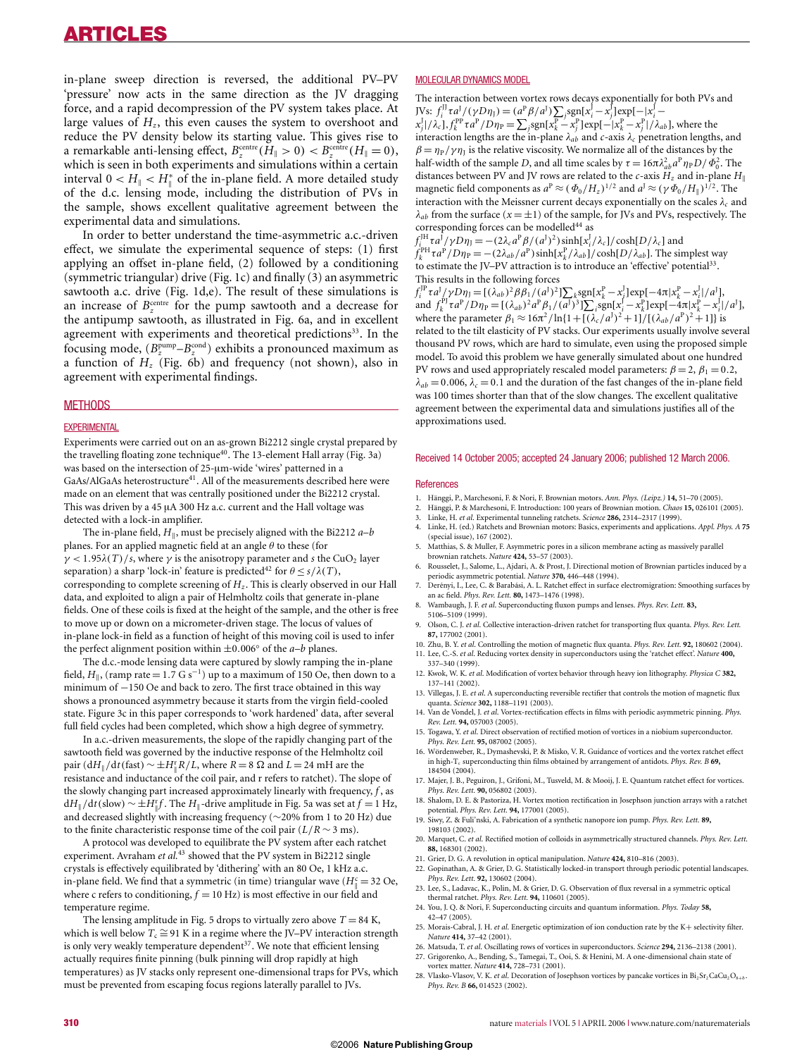in-plane sweep direction is reversed, the additional PV–PV 'pressure' now acts in the same direction as the JV dragging force, and a rapid decompression of the PV system takes place. At large values of $H_z$, this even causes the system to overshoot and reduce the PV density below its starting value. This gives rise to a remarkable anti-lensing effect, $B_z^{centre}(H_\parallel > 0) < B_z^{centre}(H_\parallel = 0)$, which is seen in both experiments and simulations within a certain interval $0 < H_\parallel < H_\parallel^*$ of the in-plane field. A more detailed study of the d.c. lensing mode, including the distribution of PVs in the sample, shows excellent qualitative agreement between the experimental data and simulations.

In order to better understand the time-asymmetric a.c.-driven effect, we simulate the experimental sequence of steps: (1) first applying an offset in-plane field, (2) followed by a conditioning (symmetric triangular) drive (Fig. 1c) and finally (3) an asymmetric sawtooth a.c. drive (Fig. 1d,e). The result of these simulations is an increase of $B_z^{centre}$ for the pump sawtooth and a decrease for the antipump sawtooth, as illustrated in Fig. 6a, and in excellent agreement with experiments and theoretical predictions[33]. In the focusing mode, $(B_z^{pump}–B_z^{cond})$ exhibits a pronounced maximum as a function of $H_z$ (Fig. 6b) and frequency (not shown), also in agreement with experimental findings.

## METHODS

### EXPERIMENTAL

Experiments were carried out on an as-grown Bi2212 single crystal prepared by the travelling floating zone technique[40]. The 13-element Hall array (Fig. 3a) was based on the intersection of 25-μm-wide 'wires' patterned in a GaAs/AlGaAs heterostructure[41]. All of the measurements described here were made on an element that was centrally positioned under the Bi2212 crystal. This was driven by a 45 μA 300 Hz a.c. current and the Hall voltage was detected with a lock-in amplifier.

The in-plane field, $H_\parallel$, must be precisely aligned with the Bi2212 $a$–$b$ planes. For an applied magnetic field at an angle $\theta$ to these (for $\gamma < 1.95\lambda(T)/s$, where $\gamma$ is the anisotropy parameter and $s$ the $CuO_2$ layer separation) a sharp 'lock-in' feature is predicted[42] for $\theta \le s/\lambda(T)$, corresponding to complete screening of $H_z$. This is clearly observed in our Hall data, and exploited to align a pair of Helmholtz coils that generate in-plane fields. One of these coils is fixed at the height of the sample, and the other is free to move up or down on a micrometer-driven stage. The locus of values of in-plane lock-in field as a function of height of this moving coil is used to infer the perfect alignment position within $\pm 0.006°$ of the $a$–$b$ planes.

The d.c.-mode lensing data were captured by slowly ramping the in-plane field, $H_\parallel$, (ramp rate = 1.7 G s$^{-1}$) up to a maximum of 150 Oe, then down to a minimum of −150 Oe and back to zero. The first trace obtained in this way shows a pronounced asymmetry because it starts from the virgin field-cooled state. Figure 3c in this paper corresponds to 'work hardened' data, after several full field cycles had been completed, which show a high degree of symmetry.

In a.c.-driven measurements, the slope of the rapidly changing part of the sawtooth field was governed by the inductive response of the Helmholtz coil pair ($dH_\parallel/dt(\text{fast}) \sim \pm H_\parallel^r R/L$, where $R = 8\ \Omega$ and $L = 24$ mH are the resistance and inductance of the coil pair, and r refers to ratchet). The slope of the slowly changing part increased approximately linearly with frequency, $f$, as $dH_\parallel/dt(\text{slow}) \sim \pm H_\parallel^r f$. The $H_\parallel$-drive amplitude in Fig. 5a was set at $f = 1$ Hz, and decreased slightly with increasing frequency (~20% from 1 to 20 Hz) due to the finite characteristic response time of the coil pair ($L/R \sim 3$ ms).

A protocol was developed to equilibrate the PV system after each ratchet experiment. Avraham *et al.*[43] showed that the PV system in Bi2212 single crystals is effectively equilibrated by 'dithering' with an 80 Oe, 1 kHz a.c. in-plane field. We find that a symmetric (in time) triangular wave ($H_\parallel^c = 32$ Oe, where c refers to conditioning, $f = 10$ Hz) is most effective in our field and temperature regime.

The lensing amplitude in Fig. 5 drops to virtually zero above $T = 84$ K, which is well below $T_c \cong 91$ K in a regime where the JV–PV interaction strength is only very weakly temperature dependent[37]. We note that efficient lensing actually requires finite pinning (bulk pinning will drop rapidly at high temperatures) as JV stacks only represent one-dimensional traps for PVs, which must be prevented from escaping focus regions laterally parallel to JVs.

### MOLECULAR DYNAMICS MODEL

The interaction between vortex rows decays exponentially for both PVs and JVs: $f_i^{JJ}\tau a^J/(\gamma D\eta_J) = (a^P\beta/a^J)\sum_j \text{sgn}[x_i^J - x_j^J]\exp[-|x_i^J - x_j^J|/\lambda_c]$, $f_k^{PP}\tau a^P/D\eta_P = \sum_j \text{sgn}[x_k^P - x_j^P]\exp[-|x_k^P - x_j^P|/\lambda_{ab}]$, where the interaction lengths are the in-plane $\lambda_{ab}$ and $c$-axis $\lambda_c$ penetration lengths, and $\beta = \eta_P/\gamma\eta_J$ is the relative viscosity. We normalize all of the distances by the half-width of the sample $D$, and all time scales by $\tau = 16\pi\lambda_{ab}^2 a^P \eta_P D/\Phi_0^2$. The distances between PV and JV rows are related to the $c$-axis $H_z$ and in-plane $H_\parallel$ magnetic field components as $a^P \approx (\Phi_0/H_z)^{1/2}$ and $a^J \approx (\gamma\Phi_0/H_\parallel)^{1/2}$. The interaction with the Meissner current decays exponentially on the scales $\lambda_c$ and $\lambda_{ab}$ from the surface ($x = \pm 1$) of the sample, for JVs and PVs, respectively. The corresponding forces can be modelled[44] as
$f_i^{JH}\tau a^J/\gamma D\eta_J = -(2\lambda_c a^P\beta/(a^J)^2)\sinh[x_i^J/\lambda_c]/\cosh[D/\lambda_c]$ and
$f_k^{PH}\tau a^P/D\eta_P = -(2\lambda_{ab}/a^P)\sinh[x_k^P/\lambda_{ab}]/\cosh[D/\lambda_{ab}]$. The simplest way to estimate the JV–PV attraction is to introduce an 'effective' potential[33]. This results in the following forces
$f_i^{JP}\tau a^J/\gamma D\eta_J = [(\lambda_{ab})^2\beta\beta_1/(a^J)^2]\sum_k \text{sgn}[x_k^P - x_i^J]\exp[-4\pi|x_k^P - x_i^J|/a^J]$,
and $f_k^{PJ}\tau a^P/D\eta_P = [(\lambda_{ab})^2 a^P\beta_1/(a^J)^3]\sum_i \text{sgn}[x_i^J - x_k^P]\exp[-4\pi|x_k^P - x_i^J|/a^J]$,
where the parameter $\beta_1 \approx 16\pi^2/\ln\{1 + [(\lambda_c/a^J)^2 + 1]/[(\lambda_{ab}/a^P)^2 + 1]\}$ is related to the tilt elasticity of PV stacks. Our experiments usually involve several thousand PV rows, which are hard to simulate, even using the proposed simple model. To avoid this problem we have generally simulated about one hundred PV rows and used appropriately rescaled model parameters: $\beta = 2$, $\beta_1 = 0.2$, $\lambda_{ab} = 0.006$, $\lambda_c = 0.1$ and the duration of the fast changes of the in-plane field was 100 times shorter than that of the slow changes. The excellent qualitative agreement between the experimental data and simulations justifies all of the approximations used.

Received 14 October 2005; accepted 24 January 2006; published 12 March 2006.

## References

1. Hänggi, P., Marchesoni, F. & Nori, F. Brownian motors. *Ann. Phys. (Leipz.)* **14,** 51–70 (2005).
2. Hänggi, P. & Marchesoni, F. Introduction: 100 years of Brownian motion. *Chaos* **15,** 026101 (2005).
3. Linke, H. *et al.* Experimental tunneling ratchets. *Science* **286,** 2314–2317 (1999).
4. Linke, H. (ed.) Ratchets and Brownian motors: Basics, experiments and applications. *Appl. Phys. A* **75** (special issue), 167 (2002).
5. Matthias, S. & Muller, F. Asymmetric pores in a silicon membrane acting as massively parallel brownian ratchets. *Nature* **424,** 53–57 (2003).
6. Rousselet, J., Salome, L., Ajdari, A. & Prost, J. Directional motion of Brownian particles induced by a periodic asymmetric potential. *Nature* **370,** 446–448 (1994).
7. Derényi, I., Lee, C. & Barabási, A. L. Ratchet effect in surface electromigration: Smoothing surfaces by an ac field. *Phys. Rev. Lett.* **80,** 1473–1476 (1998).
8. Wambaugh, J. F. *et al.* Superconducting fluxon pumps and lenses. *Phys. Rev. Lett.* **83,** 5106–5109 (1999).
9. Olson, C. J. *et al.* Collective interaction-driven ratchet for transporting flux quanta. *Phys. Rev. Lett.* **87,** 177002 (2001).
10. Zhu, B. Y. *et al.* Controlling the motion of magnetic flux quanta. *Phys. Rev. Lett.* **92,** 180602 (2004).
11. Lee, C.-S. *et al.* Reducing vortex density in superconductors using the 'ratchet effect'. *Nature* **400,** 337–340 (1999).
12. Kwok, W. K. *et al.* Modification of vortex behavior through heavy ion lithography. *Physica C* **382,** 137–141 (2002).
13. Villegas, J. E. *et al.* A superconducting reversible rectifier that controls the motion of magnetic flux quanta. *Science* **302,** 1188–1191 (2003).
14. Van de Vondel, J. *et al.* Vortex-rectification effects in films with periodic asymmetric pinning. *Phys. Rev. Lett.* **94,** 057003 (2005).
15. Togawa, Y. *et al.* Direct observation of rectified motion of vortices in a niobium superconductor. *Phys. Rev. Lett.* **95,** 087002 (2005).
16. Wördenweber, R., Dymashevski, P. & Misko, V. R. Guidance of vortices and the vortex ratchet effect in high-$T_c$ superconducting thin films obtained by arrangement of antidots. *Phys. Rev. B* **69,** 184504 (2004).
17. Majer, J. B., Peguiron, J., Grifoni, M., Tusveld, M. & Mooij, J. E. Quantum ratchet effect for vortices. *Phys. Rev. Lett.* **90,** 056802 (2003).
18. Shalom, D. E. & Pastoriza, H. Vortex motion rectification in Josephson junction arrays with a ratchet potential. *Phys. Rev. Lett.* **94,** 177001 (2005).
19. Siwy, Z. & Fuliński, A. Fabrication of a synthetic nanopore ion pump. *Phys. Rev. Lett.* **89,** 198103 (2002).
20. Marquet, C. *et al.* Rectified motion of colloids in asymmetrically structured channels. *Phys. Rev. Lett.* **88,** 168301 (2002).
21. Grier, D. G. A revolution in optical manipulation. *Nature* **424,** 810–816 (2003).
22. Gopinathan, A. & Grier, D. G. Statistically locked-in transport through periodic potential landscapes. *Phys. Rev. Lett.* **92,** 130602 (2004).
23. Lee, S., Ladavac, K., Polin, M. & Grier, D. G. Observation of flux reversal in a symmetric optical thermal ratchet. *Phys. Rev. Lett.* **94,** 110601 (2005).
24. You, J. Q. & Nori, F. Superconducting circuits and quantum information. *Phys. Today* **58,** 42–47 (2005).
25. Morais-Cabral, J. H. *et al.* Energetic optimization of ion conduction rate by the K+ selectivity filter. *Nature* **414,** 37–42 (2001).
26. Matsuda, T. *et al.* Oscillating rows of vortices in superconductors. *Science* **294,** 2136–2138 (2001).
27. Grigorenko, A., Bending, S., Tamegai, T., Ooi, S. & Henini, M. A one-dimensional chain state of vortex matter. *Nature* **414,** 728–731 (2001).
28. Vlasko-Vlasov, V. K. *et al.* Decoration of Josephson vortices by pancake vortices in $Bi_2Sr_2CaCu_2O_{8+\delta}$. *Phys. Rev. B* **66,** 014523 (2002).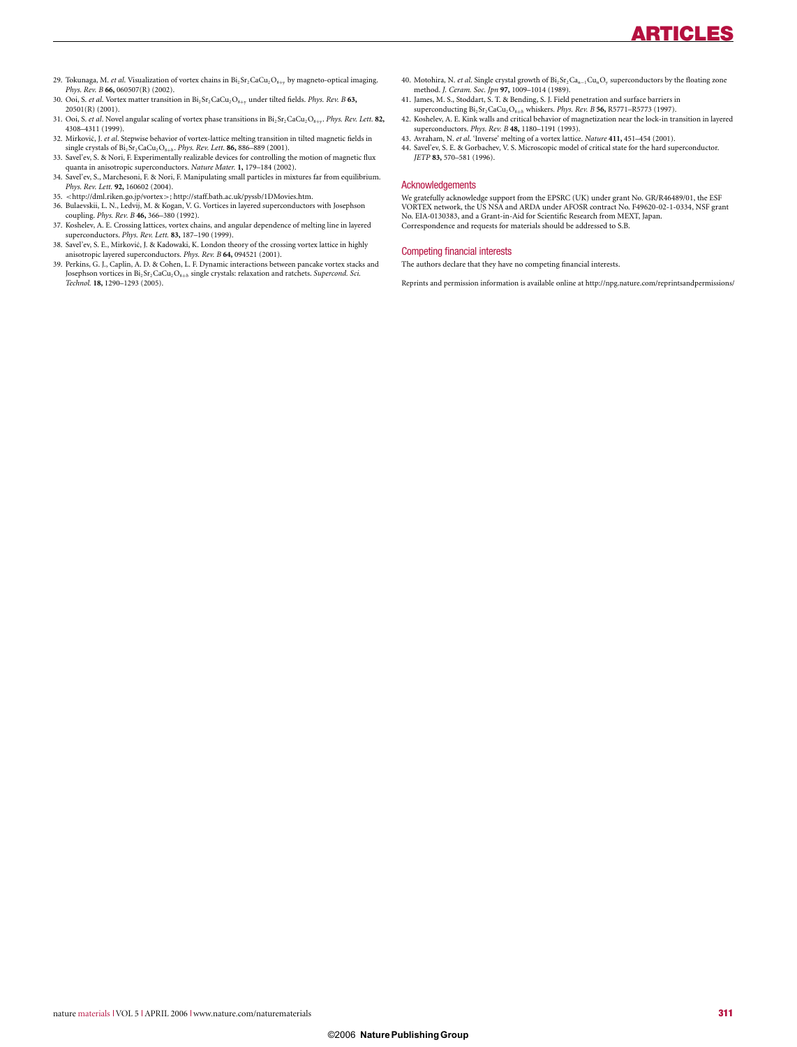29. Tokunaga, M. *et al*. Visualization of vortex chains in $Bi_2Sr_2CaCu_2O_{8+y}$ by magneto-optical imaging. *Phys. Rev. B* **66,** 060507(R) (2002).
30. Ooi, S. *et al*. Vortex matter transition in $Bi_2Sr_2CaCu_2O_{8+y}$ under tilted fields. *Phys. Rev. B* **63,** 20501(R) (2001).
31. Ooi, S. *et al*. Novel angular scaling of vortex phase transitions in $Bi_2Sr_2CaCu_2O_{8+y}$. *Phys. Rev. Lett.* **82,** 4308–4311 (1999).
32. Mirković, J. *et al*. Stepwise behavior of vortex-lattice melting transition in tilted magnetic fields in single crystals of $Bi_2Sr_2CaCu_2O_{8+\delta}$. *Phys. Rev. Lett.* **86,** 886–889 (2001).
33. Savel'ev, S. & Nori, F. Experimentally realizable devices for controlling the motion of magnetic flux quanta in anisotropic superconductors. *Nature Mater.* **1,** 179–184 (2002).
34. Savel'ev, S., Marchesoni, F. & Nori, F. Manipulating small particles in mixtures far from equilibrium. *Phys. Rev. Lett.* **92,** 160602 (2004).
35. <http://dml.riken.go.jp/vortex>; http://staff.bath.ac.uk/pyssb/1DMovies.htm.
36. Bulaevskii, L. N., Ledvij, M. & Kogan, V. G. Vortices in layered superconductors with Josephson coupling. *Phys. Rev. B* **46,** 366–380 (1992).
37. Koshelev, A. E. Crossing lattices, vortex chains, and angular dependence of melting line in layered superconductors. *Phys. Rev. Lett.* **83,** 187–190 (1999).
38. Savel'ev, S. E., Mirković, J. & Kadowaki, K. London theory of the crossing vortex lattice in highly anisotropic layered superconductors. *Phys. Rev. B* **64,** 094521 (2001).
39. Perkins, G. J., Caplin, A. D. & Cohen, L. F. Dynamic interactions between pancake vortex stacks and Josephson vortices in $Bi_2Sr_2CaCu_2O_{8+\delta}$ single crystals: relaxation and ratchets. *Supercond. Sci. Technol.* **18,** 1290–1293 (2005).
40. Motohira, N. *et al*. Single crystal growth of $Bi_2Sr_2Ca_{n-1}Cu_nO_y$ superconductors by the floating zone method. *J. Ceram. Soc. Jpn* **97,** 1009–1014 (1989).
41. James, M. S., Stoddart, S. T. & Bending, S. J. Field penetration and surface barriers in superconducting $Bi_2Sr_2CaCu_2O_{8+\delta}$ whiskers. *Phys. Rev. B* **56,** R5771–R5773 (1997).
42. Koshelev, A. E. Kink walls and critical behavior of magnetization near the lock-in transition in layered superconductors. *Phys. Rev. B* **48,** 1180–1191 (1993).
43. Avraham, N. *et al*. 'Inverse' melting of a vortex lattice. *Nature* **411,** 451–454 (2001).
44. Savel'ev, S. E. & Gorbachev, V. S. Microscopic model of critical state for the hard superconductor. *JETP* **83,** 570–581 (1996).

## Acknowledgements

We gratefully acknowledge support from the EPSRC (UK) under grant No. GR/R46489/01, the ESF VORTEX network, the US NSA and ARDA under AFOSR contract No. F49620-02-1-0334, NSF grant No. EIA-0130383, and a Grant-in-Aid for Scientific Research from MEXT, Japan.
Correspondence and requests for materials should be addressed to S.B.

## Competing financial interests

The authors declare that they have no competing financial interests.

Reprints and permission information is available online at http://npg.nature.com/reprintsandpermissions/